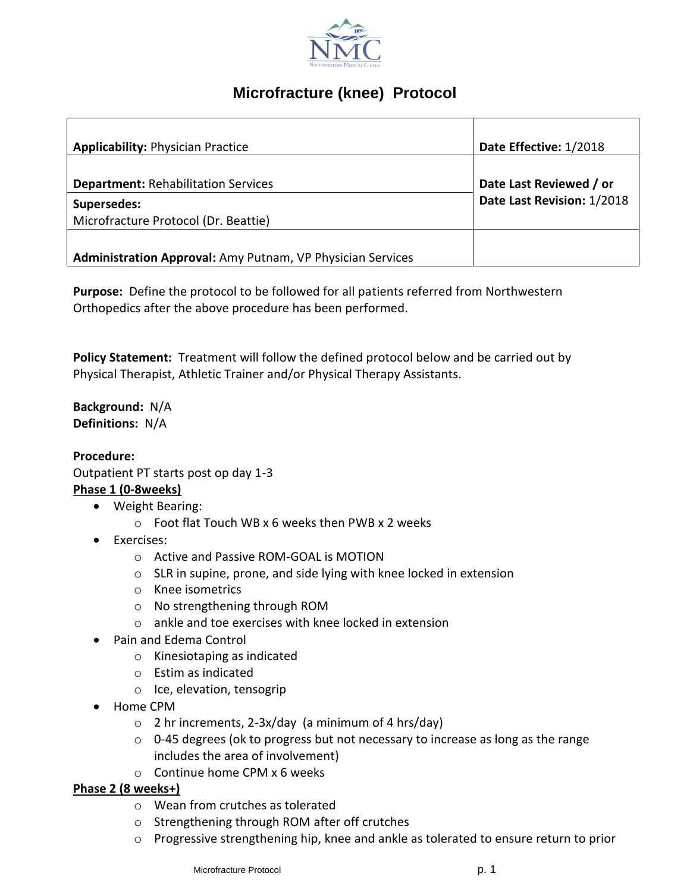# Microfracture (knee) Protocol

| | |
|---|---|
| **Applicability:** Physician Practice | **Date Effective:** 1/2018 |
| **Department:** Rehabilitation Services | **Date Last Reviewed / or Date Last Revision:** 1/2018 |
| **Supersedes:** Microfracture Protocol (Dr. Beattie) | |
| **Administration Approval:** Amy Putnam, VP Physician Services | |

**Purpose:** Define the protocol to be followed for all patients referred from Northwestern Orthopedics after the above procedure has been performed.

**Policy Statement:** Treatment will follow the defined protocol below and be carried out by Physical Therapist, Athletic Trainer and/or Physical Therapy Assistants.

**Background:** N/A
**Definitions:** N/A

**Procedure:**
Outpatient PT starts post op day 1-3

**Phase 1 (0-8weeks)**

- Weight Bearing:
  - Foot flat Touch WB x 6 weeks then PWB x 2 weeks
- Exercises:
  - Active and Passive ROM-GOAL is MOTION
  - SLR in supine, prone, and side lying with knee locked in extension
  - Knee isometrics
  - No strengthening through ROM
  - ankle and toe exercises with knee locked in extension
- Pain and Edema Control
  - Kinesiotaping as indicated
  - Estim as indicated
  - Ice, elevation, tensogrip
- Home CPM
  - 2 hr increments, 2-3x/day (a minimum of 4 hrs/day)
  - 0-45 degrees (ok to progress but not necessary to increase as long as the range includes the area of involvement)
  - Continue home CPM x 6 weeks

**Phase 2 (8 weeks+)**

- Wean from crutches as tolerated
- Strengthening through ROM after off crutches
- Progressive strengthening hip, knee and ankle as tolerated to ensure return to prior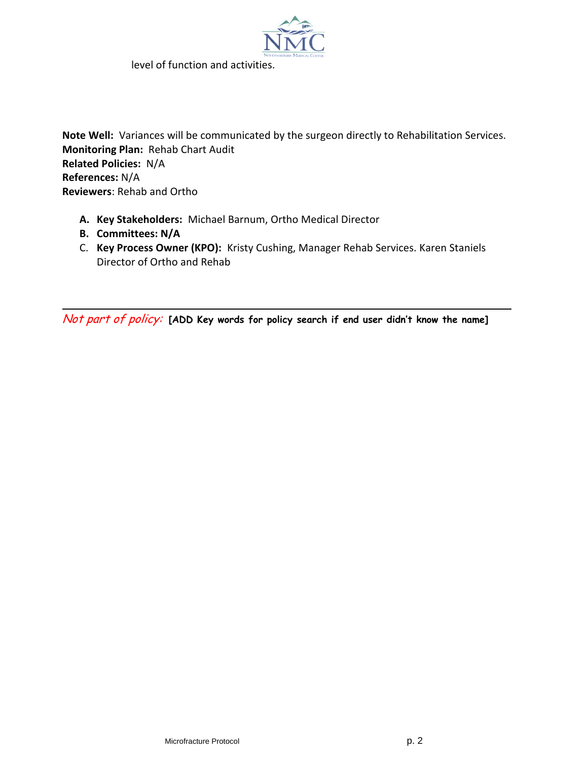level of function and activities.

**Note Well:** Variances will be communicated by the surgeon directly to Rehabilitation Services.
**Monitoring Plan:** Rehab Chart Audit
**Related Policies:** N/A
**References:** N/A
**Reviewers**: Rehab and Ortho

A. **Key Stakeholders:** Michael Barnum, Ortho Medical Director
B. **Committees: N/A**
C. **Key Process Owner (KPO):** Kristy Cushing, Manager Rehab Services. Karen Staniels Director of Ortho and Rehab

---

*Not part of policy:* **[ADD Key words for policy search if end user didn't know the name]**